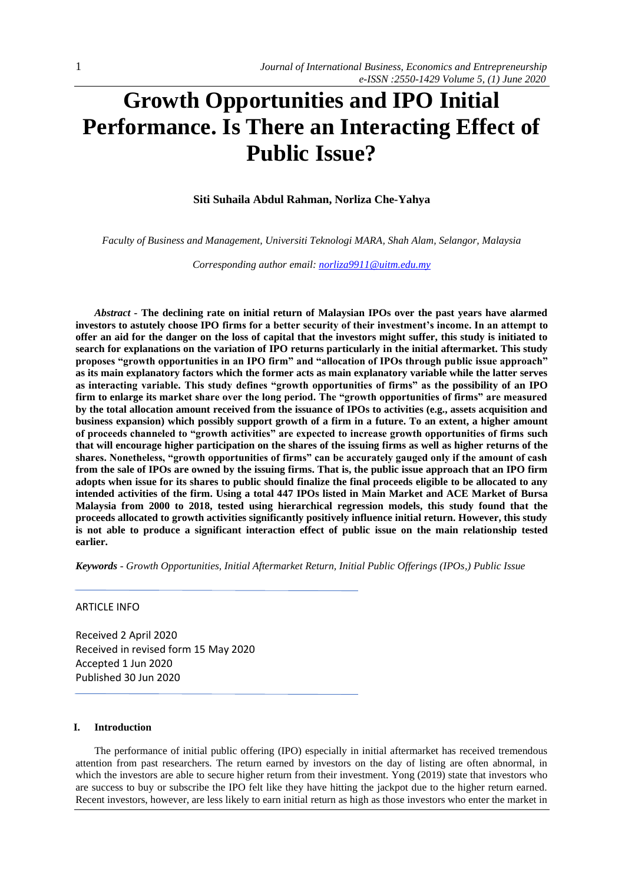# Growth Opportunities and IPO Initial Performance. Is There an Interacting Effect of Public Issue?

**Siti Suhaila Abdul Rahman, Norliza Che-Yahya**

*Faculty of Business and Management, Universiti Teknologi MARA, Shah Alam, Selangor, Malaysia*

*Corresponding author email: norliza9911@uitm.edu.my*

***Abstract* - The declining rate on initial return of Malaysian IPOs over the past years have alarmed investors to astutely choose IPO firms for a better security of their investment's income. In an attempt to offer an aid for the danger on the loss of capital that the investors might suffer, this study is initiated to search for explanations on the variation of IPO returns particularly in the initial aftermarket. This study proposes "growth opportunities in an IPO firm" and "allocation of IPOs through public issue approach" as its main explanatory factors which the former acts as main explanatory variable while the latter serves as interacting variable. This study defines "growth opportunities of firms" as the possibility of an IPO firm to enlarge its market share over the long period. The "growth opportunities of firms" are measured by the total allocation amount received from the issuance of IPOs to activities (e.g., assets acquisition and business expansion) which possibly support growth of a firm in a future. To an extent, a higher amount of proceeds channeled to "growth activities" are expected to increase growth opportunities of firms such that will encourage higher participation on the shares of the issuing firms as well as higher returns of the shares. Nonetheless, "growth opportunities of firms" can be accurately gauged only if the amount of cash from the sale of IPOs are owned by the issuing firms. That is, the public issue approach that an IPO firm adopts when issue for its shares to public should finalize the final proceeds eligible to be allocated to any intended activities of the firm. Using a total 447 IPOs listed in Main Market and ACE Market of Bursa Malaysia from 2000 to 2018, tested using hierarchical regression models, this study found that the proceeds allocated to growth activities significantly positively influence initial return. However, this study is not able to produce a significant interaction effect of public issue on the main relationship tested earlier.**

***Keywords** - Growth Opportunities, Initial Aftermarket Return, Initial Public Offerings (IPOs,) Public Issue*

ARTICLE INFO

Received 2 April 2020
Received in revised form 15 May 2020
Accepted 1 Jun 2020
Published 30 Jun 2020

## I. Introduction

The performance of initial public offering (IPO) especially in initial aftermarket has received tremendous attention from past researchers. The return earned by investors on the day of listing are often abnormal, in which the investors are able to secure higher return from their investment. Yong (2019) state that investors who are success to buy or subscribe the IPO felt like they have hitting the jackpot due to the higher return earned. Recent investors, however, are less likely to earn initial return as high as those investors who enter the market in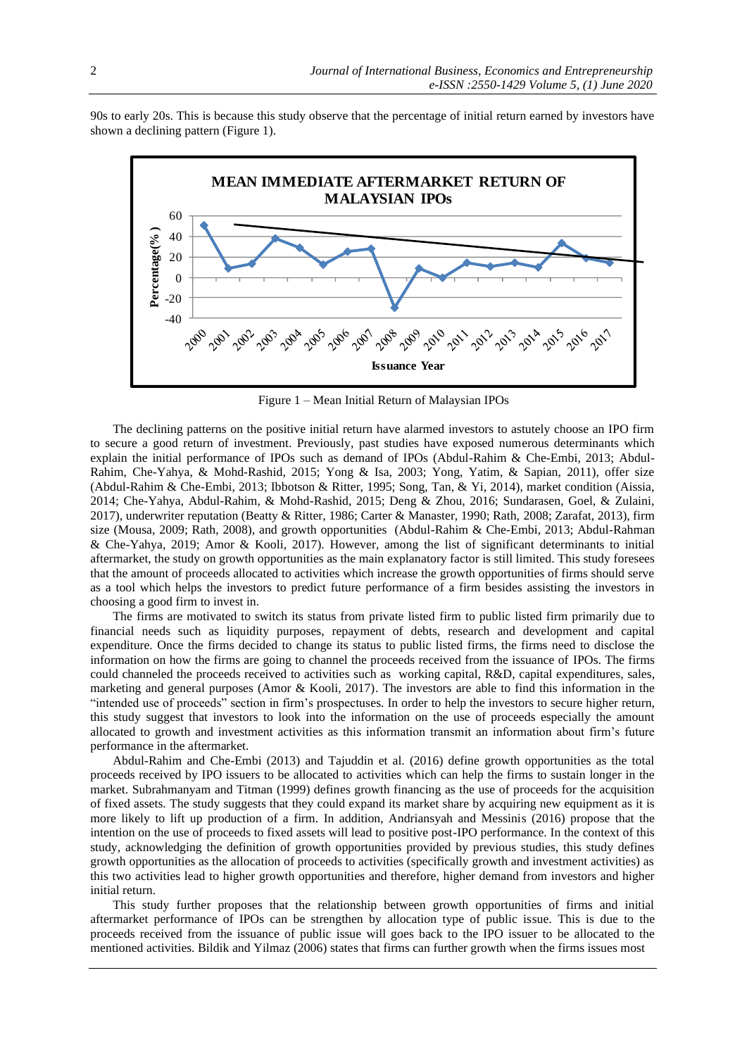90s to early 20s. This is because this study observe that the percentage of initial return earned by investors have shown a declining pattern (Figure 1).

Figure 1 – Mean Initial Return of Malaysian IPOs

The declining patterns on the positive initial return have alarmed investors to astutely choose an IPO firm to secure a good return of investment. Previously, past studies have exposed numerous determinants which explain the initial performance of IPOs such as demand of IPOs (Abdul-Rahim & Che-Embi, 2013; Abdul-Rahim, Che-Yahya, & Mohd-Rashid, 2015; Yong & Isa, 2003; Yong, Yatim, & Sapian, 2011), offer size (Abdul-Rahim & Che-Embi, 2013; Ibbotson & Ritter, 1995; Song, Tan, & Yi, 2014), market condition (Aissia, 2014; Che-Yahya, Abdul-Rahim, & Mohd-Rashid, 2015; Deng & Zhou, 2016; Sundarasen, Goel, & Zulaini, 2017), underwriter reputation (Beatty & Ritter, 1986; Carter & Manaster, 1990; Rath, 2008; Zarafat, 2013), firm size (Mousa, 2009; Rath, 2008), and growth opportunities (Abdul-Rahim & Che-Embi, 2013; Abdul-Rahman & Che-Yahya, 2019; Amor & Kooli, 2017). However, among the list of significant determinants to initial aftermarket, the study on growth opportunities as the main explanatory factor is still limited. This study foresees that the amount of proceeds allocated to activities which increase the growth opportunities of firms should serve as a tool which helps the investors to predict future performance of a firm besides assisting the investors in choosing a good firm to invest in.

The firms are motivated to switch its status from private listed firm to public listed firm primarily due to financial needs such as liquidity purposes, repayment of debts, research and development and capital expenditure. Once the firms decided to change its status to public listed firms, the firms need to disclose the information on how the firms are going to channel the proceeds received from the issuance of IPOs. The firms could channeled the proceeds received to activities such as working capital, R&D, capital expenditures, sales, marketing and general purposes (Amor & Kooli, 2017). The investors are able to find this information in the "intended use of proceeds" section in firm's prospectuses. In order to help the investors to secure higher return, this study suggest that investors to look into the information on the use of proceeds especially the amount allocated to growth and investment activities as this information transmit an information about firm's future performance in the aftermarket.

Abdul-Rahim and Che-Embi (2013) and Tajuddin et al. (2016) define growth opportunities as the total proceeds received by IPO issuers to be allocated to activities which can help the firms to sustain longer in the market. Subrahmanyam and Titman (1999) defines growth financing as the use of proceeds for the acquisition of fixed assets. The study suggests that they could expand its market share by acquiring new equipment as it is more likely to lift up production of a firm. In addition, Andriansyah and Messinis (2016) propose that the intention on the use of proceeds to fixed assets will lead to positive post-IPO performance. In the context of this study, acknowledging the definition of growth opportunities provided by previous studies, this study defines growth opportunities as the allocation of proceeds to activities (specifically growth and investment activities) as this two activities lead to higher growth opportunities and therefore, higher demand from investors and higher initial return.

This study further proposes that the relationship between growth opportunities of firms and initial aftermarket performance of IPOs can be strengthen by allocation type of public issue. This is due to the proceeds received from the issuance of public issue will goes back to the IPO issuer to be allocated to the mentioned activities. Bildik and Yilmaz (2006) states that firms can further growth when the firms issues most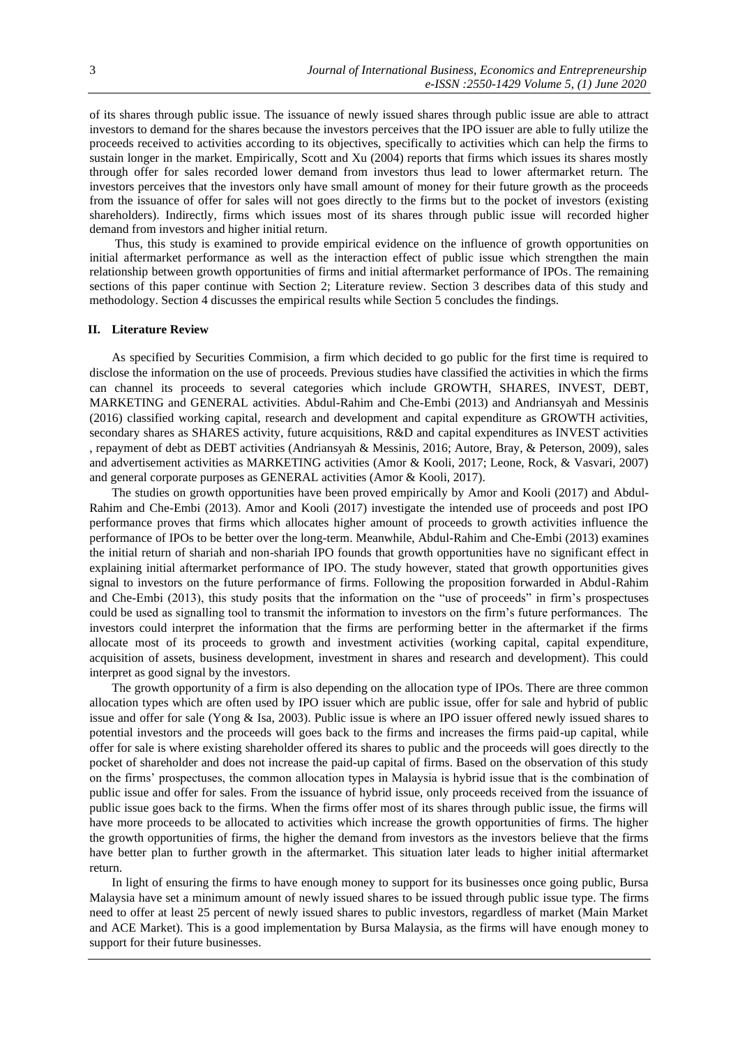of its shares through public issue. The issuance of newly issued shares through public issue are able to attract investors to demand for the shares because the investors perceives that the IPO issuer are able to fully utilize the proceeds received to activities according to its objectives, specifically to activities which can help the firms to sustain longer in the market. Empirically, Scott and Xu (2004) reports that firms which issues its shares mostly through offer for sales recorded lower demand from investors thus lead to lower aftermarket return. The investors perceives that the investors only have small amount of money for their future growth as the proceeds from the issuance of offer for sales will not goes directly to the firms but to the pocket of investors (existing shareholders). Indirectly, firms which issues most of its shares through public issue will recorded higher demand from investors and higher initial return.

Thus, this study is examined to provide empirical evidence on the influence of growth opportunities on initial aftermarket performance as well as the interaction effect of public issue which strengthen the main relationship between growth opportunities of firms and initial aftermarket performance of IPOs. The remaining sections of this paper continue with Section 2; Literature review. Section 3 describes data of this study and methodology. Section 4 discusses the empirical results while Section 5 concludes the findings.

## II. Literature Review

As specified by Securities Commision, a firm which decided to go public for the first time is required to disclose the information on the use of proceeds. Previous studies have classified the activities in which the firms can channel its proceeds to several categories which include GROWTH, SHARES, INVEST, DEBT, MARKETING and GENERAL activities. Abdul-Rahim and Che-Embi (2013) and Andriansyah and Messinis (2016) classified working capital, research and development and capital expenditure as GROWTH activities, secondary shares as SHARES activity, future acquisitions, R&D and capital expenditures as INVEST activities , repayment of debt as DEBT activities (Andriansyah & Messinis, 2016; Autore, Bray, & Peterson, 2009), sales and advertisement activities as MARKETING activities (Amor & Kooli, 2017; Leone, Rock, & Vasvari, 2007) and general corporate purposes as GENERAL activities (Amor & Kooli, 2017).

The studies on growth opportunities have been proved empirically by Amor and Kooli (2017) and Abdul-Rahim and Che-Embi (2013). Amor and Kooli (2017) investigate the intended use of proceeds and post IPO performance proves that firms which allocates higher amount of proceeds to growth activities influence the performance of IPOs to be better over the long-term. Meanwhile, Abdul-Rahim and Che-Embi (2013) examines the initial return of shariah and non-shariah IPO founds that growth opportunities have no significant effect in explaining initial aftermarket performance of IPO. The study however, stated that growth opportunities gives signal to investors on the future performance of firms. Following the proposition forwarded in Abdul-Rahim and Che-Embi (2013), this study posits that the information on the "use of proceeds" in firm's prospectuses could be used as signalling tool to transmit the information to investors on the firm's future performances. The investors could interpret the information that the firms are performing better in the aftermarket if the firms allocate most of its proceeds to growth and investment activities (working capital, capital expenditure, acquisition of assets, business development, investment in shares and research and development). This could interpret as good signal by the investors.

The growth opportunity of a firm is also depending on the allocation type of IPOs. There are three common allocation types which are often used by IPO issuer which are public issue, offer for sale and hybrid of public issue and offer for sale (Yong & Isa, 2003). Public issue is where an IPO issuer offered newly issued shares to potential investors and the proceeds will goes back to the firms and increases the firms paid-up capital, while offer for sale is where existing shareholder offered its shares to public and the proceeds will goes directly to the pocket of shareholder and does not increase the paid-up capital of firms. Based on the observation of this study on the firms' prospectuses, the common allocation types in Malaysia is hybrid issue that is the combination of public issue and offer for sales. From the issuance of hybrid issue, only proceeds received from the issuance of public issue goes back to the firms. When the firms offer most of its shares through public issue, the firms will have more proceeds to be allocated to activities which increase the growth opportunities of firms. The higher the growth opportunities of firms, the higher the demand from investors as the investors believe that the firms have better plan to further growth in the aftermarket. This situation later leads to higher initial aftermarket return.

In light of ensuring the firms to have enough money to support for its businesses once going public, Bursa Malaysia have set a minimum amount of newly issued shares to be issued through public issue type. The firms need to offer at least 25 percent of newly issued shares to public investors, regardless of market (Main Market and ACE Market). This is a good implementation by Bursa Malaysia, as the firms will have enough money to support for their future businesses.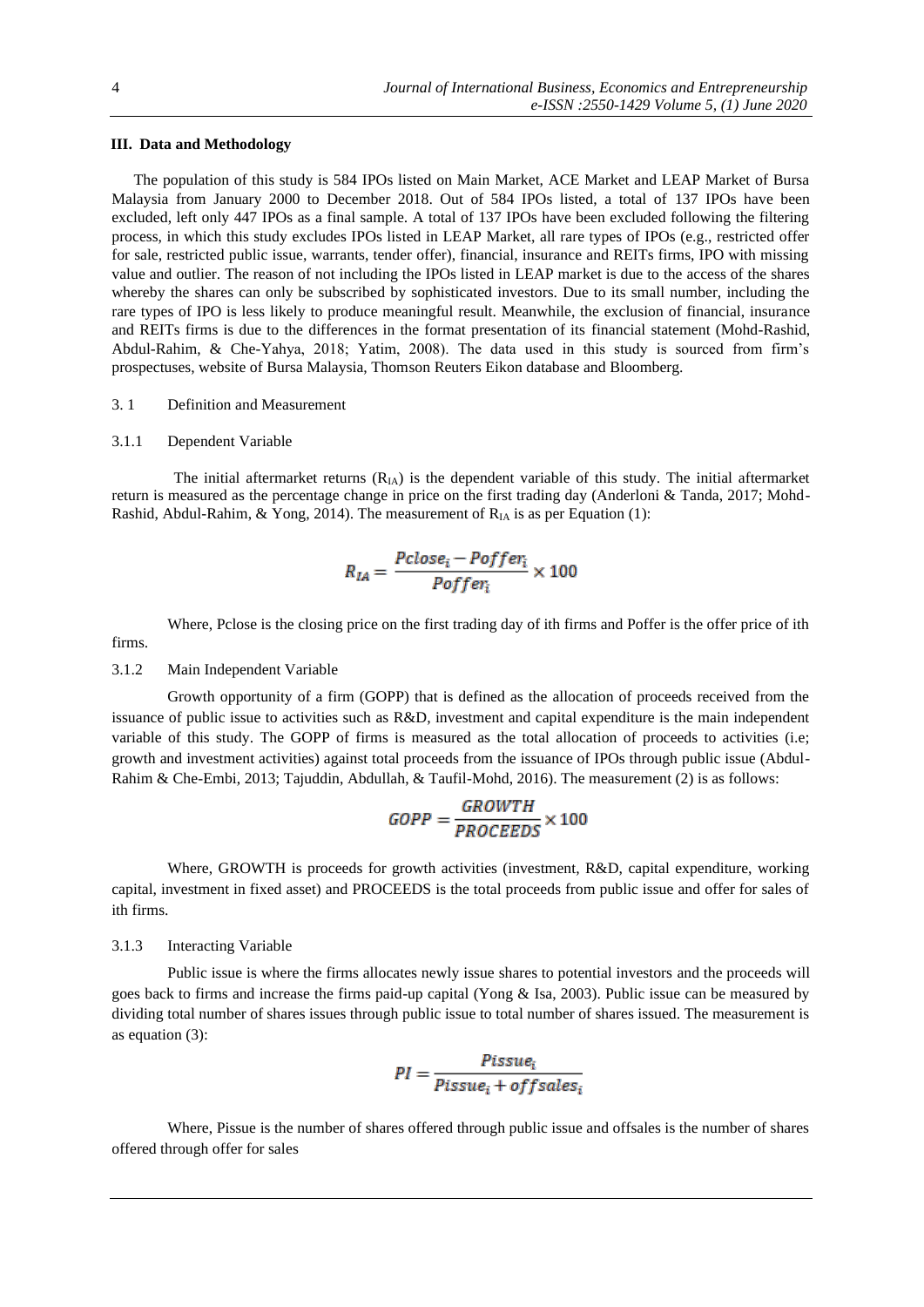### III. Data and Methodology

The population of this study is 584 IPOs listed on Main Market, ACE Market and LEAP Market of Bursa Malaysia from January 2000 to December 2018. Out of 584 IPOs listed, a total of 137 IPOs have been excluded, left only 447 IPOs as a final sample. A total of 137 IPOs have been excluded following the filtering process, in which this study excludes IPOs listed in LEAP Market, all rare types of IPOs (e.g., restricted offer for sale, restricted public issue, warrants, tender offer), financial, insurance and REITs firms, IPO with missing value and outlier. The reason of not including the IPOs listed in LEAP market is due to the access of the shares whereby the shares can only be subscribed by sophisticated investors. Due to its small number, including the rare types of IPO is less likely to produce meaningful result. Meanwhile, the exclusion of financial, insurance and REITs firms is due to the differences in the format presentation of its financial statement (Mohd-Rashid, Abdul-Rahim, & Che-Yahya, 2018; Yatim, 2008). The data used in this study is sourced from firm's prospectuses, website of Bursa Malaysia, Thomson Reuters Eikon database and Bloomberg.

#### 3. 1 Definition and Measurement

#### 3.1.1 Dependent Variable

The initial aftermarket returns ($R_{IA}$) is the dependent variable of this study. The initial aftermarket return is measured as the percentage change in price on the first trading day (Anderloni & Tanda, 2017; Mohd-Rashid, Abdul-Rahim, & Yong, 2014). The measurement of $R_{IA}$ is as per Equation (1):

$$R_{IA} = \frac{Pclose_i - Poffer_i}{Poffer_i} \times 100$$

Where, Pclose is the closing price on the first trading day of ith firms and Poffer is the offer price of ith firms.

#### 3.1.2 Main Independent Variable

Growth opportunity of a firm (GOPP) that is defined as the allocation of proceeds received from the issuance of public issue to activities such as R&D, investment and capital expenditure is the main independent variable of this study. The GOPP of firms is measured as the total allocation of proceeds to activities (i.e; growth and investment activities) against total proceeds from the issuance of IPOs through public issue (Abdul-Rahim & Che-Embi, 2013; Tajuddin, Abdullah, & Taufil-Mohd, 2016). The measurement (2) is as follows:

$$GOPP = \frac{GROWTH}{PROCEEDS} \times 100$$

Where, GROWTH is proceeds for growth activities (investment, R&D, capital expenditure, working capital, investment in fixed asset) and PROCEEDS is the total proceeds from public issue and offer for sales of ith firms.

#### 3.1.3 Interacting Variable

Public issue is where the firms allocates newly issue shares to potential investors and the proceeds will goes back to firms and increase the firms paid-up capital (Yong & Isa, 2003). Public issue can be measured by dividing total number of shares issues through public issue to total number of shares issued. The measurement is as equation (3):

$$PI = \frac{Pissue_i}{Pissue_i + offsales_i}$$

Where, Pissue is the number of shares offered through public issue and offsales is the number of shares offered through offer for sales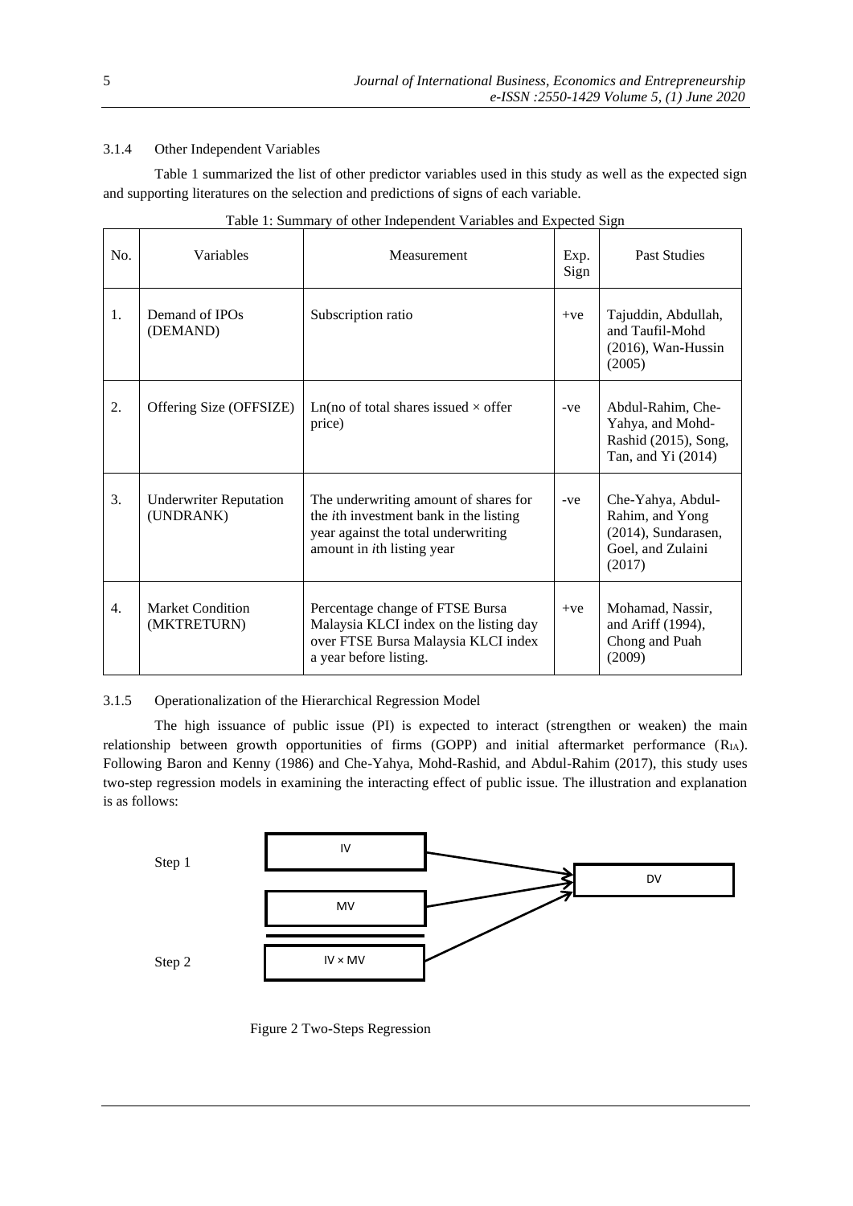### 3.1.4 Other Independent Variables

Table 1 summarized the list of other predictor variables used in this study as well as the expected sign and supporting literatures on the selection and predictions of signs of each variable.

Table 1: Summary of other Independent Variables and Expected Sign

| No. | Variables | Measurement | Exp. Sign | Past Studies |
|---|---|---|---|---|
| 1. | Demand of IPOs (DEMAND) | Subscription ratio | +ve | Tajuddin, Abdullah, and Taufil-Mohd (2016), Wan-Hussin (2005) |
| 2. | Offering Size (OFFSIZE) | Ln(no of total shares issued × offer price) | -ve | Abdul-Rahim, Che-Yahya, and Mohd-Rashid (2015), Song, Tan, and Yi (2014) |
| 3. | Underwriter Reputation (UNDRANK) | The underwriting amount of shares for the *i*th investment bank in the listing year against the total underwriting amount in *i*th listing year | -ve | Che-Yahya, Abdul-Rahim, and Yong (2014), Sundarasen, Goel, and Zulaini (2017) |
| 4. | Market Condition (MKTRETURN) | Percentage change of FTSE Bursa Malaysia KLCI index on the listing day over FTSE Bursa Malaysia KLCI index a year before listing. | +ve | Mohamad, Nassir, and Ariff (1994), Chong and Puah (2009) |

### 3.1.5 Operationalization of the Hierarchical Regression Model

The high issuance of public issue (PI) is expected to interact (strengthen or weaken) the main relationship between growth opportunities of firms (GOPP) and initial aftermarket performance ($R_{IA}$). Following Baron and Kenny (1986) and Che-Yahya, Mohd-Rashid, and Abdul-Rahim (2017), this study uses two-step regression models in examining the interacting effect of public issue. The illustration and explanation is as follows:

Step 1: IV → DV; MV → DV

Step 2: IV × MV → DV

Figure 2 Two-Steps Regression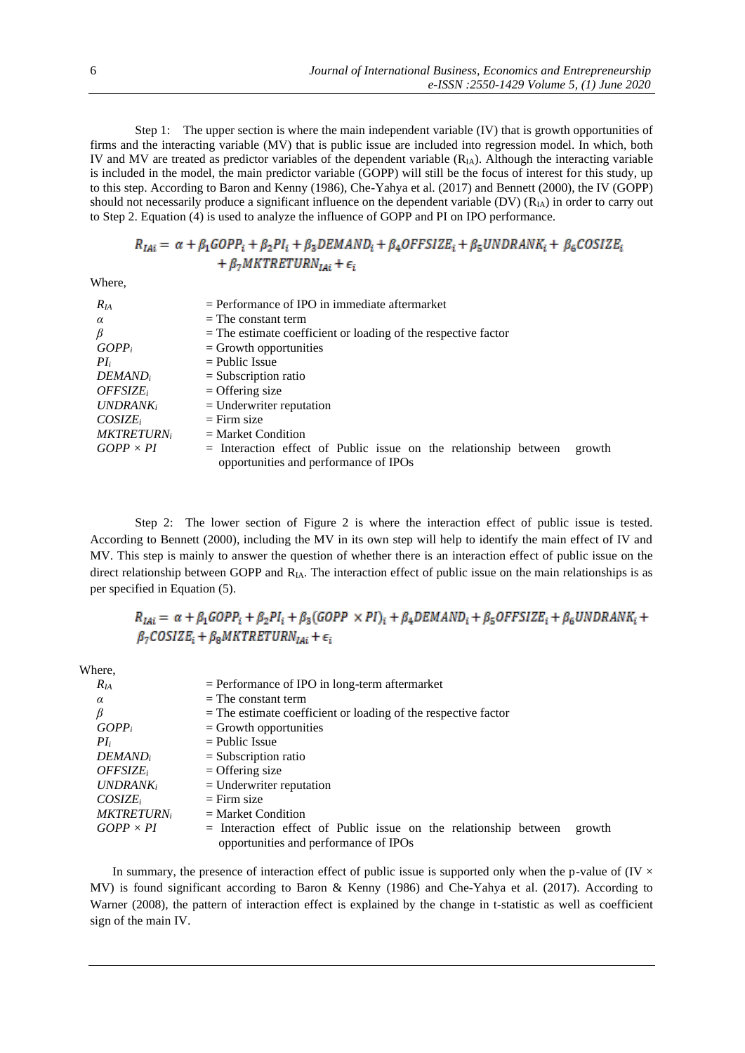Step 1: The upper section is where the main independent variable (IV) that is growth opportunities of firms and the interacting variable (MV) that is public issue are included into regression model. In which, both IV and MV are treated as predictor variables of the dependent variable ($R_{IA}$). Although the interacting variable is included in the model, the main predictor variable (GOPP) will still be the focus of interest for this study, up to this step. According to Baron and Kenny (1986), Che-Yahya et al. (2017) and Bennett (2000), the IV (GOPP) should not necessarily produce a significant influence on the dependent variable (DV) ($R_{IA}$) in order to carry out to Step 2. Equation (4) is used to analyze the influence of GOPP and PI on IPO performance.

$$R_{IAi} = \alpha + \beta_1 GOPP_i + \beta_2 PI_i + \beta_3 DEMAND_i + \beta_4 OFFSIZE_i + \beta_5 UNDRANK_i + \beta_6 COSIZE_i + \beta_7 MKTRETURN_{IAi} + \epsilon_i$$

Where,

| | |
|---|---|
| $R_{IA}$ | = Performance of IPO in immediate aftermarket |
| $\alpha$ | = The constant term |
| $\beta$ | = The estimate coefficient or loading of the respective factor |
| $GOPP_i$ | = Growth opportunities |
| $PI_i$ | = Public Issue |
| $DEMAND_i$ | = Subscription ratio |
| $OFFSIZE_i$ | = Offering size |
| $UNDRANK_i$ | = Underwriter reputation |
| $COSIZE_i$ | = Firm size |
| $MKTRETURN_i$ | = Market Condition |
| $GOPP \times PI$ | = Interaction effect of Public issue on the relationship between growth opportunities and performance of IPOs |

Step 2: The lower section of Figure 2 is where the interaction effect of public issue is tested. According to Bennett (2000), including the MV in its own step will help to identify the main effect of IV and MV. This step is mainly to answer the question of whether there is an interaction effect of public issue on the direct relationship between GOPP and $R_{IA}$. The interaction effect of public issue on the main relationships is as per specified in Equation (5).

$$R_{IAi} = \alpha + \beta_1 GOPP_i + \beta_2 PI_i + \beta_3 (GOPP \times PI)_i + \beta_4 DEMAND_i + \beta_5 OFFSIZE_i + \beta_6 UNDRANK_i + \beta_7 COSIZE_i + \beta_8 MKTRETURN_{IAi} + \epsilon_i$$

Where,

| | |
|---|---|
| $R_{IA}$ | = Performance of IPO in long-term aftermarket |
| $\alpha$ | = The constant term |
| $\beta$ | = The estimate coefficient or loading of the respective factor |
| $GOPP_i$ | = Growth opportunities |
| $PI_i$ | = Public Issue |
| $DEMAND_i$ | = Subscription ratio |
| $OFFSIZE_i$ | = Offering size |
| $UNDRANK_i$ | = Underwriter reputation |
| $COSIZE_i$ | = Firm size |
| $MKTRETURN_i$ | = Market Condition |
| $GOPP \times PI$ | = Interaction effect of Public issue on the relationship between growth opportunities and performance of IPOs |

In summary, the presence of interaction effect of public issue is supported only when the p-value of (IV × MV) is found significant according to Baron & Kenny (1986) and Che-Yahya et al. (2017). According to Warner (2008), the pattern of interaction effect is explained by the change in t-statistic as well as coefficient sign of the main IV.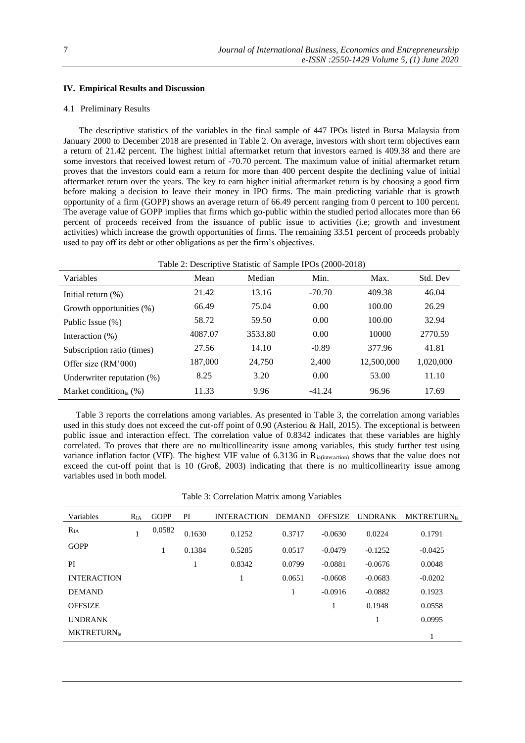## IV. Empirical Results and Discussion

### 4.1 Preliminary Results

The descriptive statistics of the variables in the final sample of 447 IPOs listed in Bursa Malaysia from January 2000 to December 2018 are presented in Table 2. On average, investors with short term objectives earn a return of 21.42 percent. The highest initial aftermarket return that investors earned is 409.38 and there are some investors that received lowest return of -70.70 percent. The maximum value of initial aftermarket return proves that the investors could earn a return for more than 400 percent despite the declining value of initial aftermarket return over the years. The key to earn higher initial aftermarket return is by choosing a good firm before making a decision to leave their money in IPO firms. The main predicting variable that is growth opportunity of a firm (GOPP) shows an average return of 66.49 percent ranging from 0 percent to 100 percent. The average value of GOPP implies that firms which go-public within the studied period allocates more than 66 percent of proceeds received from the issuance of public issue to activities (i.e; growth and investment activities) which increase the growth opportunities of firms. The remaining 33.51 percent of proceeds probably used to pay off its debt or other obligations as per the firm's objectives.

Table 2: Descriptive Statistic of Sample IPOs (2000-2018)

| Variables | Mean | Median | Min. | Max. | Std. Dev |
|---|---|---|---|---|---|
| Initial return (%) | 21.42 | 13.16 | -70.70 | 409.38 | 46.04 |
| Growth opportunities (%) | 66.49 | 75.04 | 0.00 | 100.00 | 26.29 |
| Public Issue (%) | 58.72 | 59.50 | 0.00 | 100.00 | 32.94 |
| Interaction (%) | 4087.07 | 3533.80 | 0.00 | 10000 | 2770.59 |
| Subscription ratio (times) | 27.56 | 14.10 | -0.89 | 377.96 | 41.81 |
| Offer size (RM'000) | 187,000 | 24,750 | 2,400 | 12,500,000 | 1,020,000 |
| Underwriter reputation (%) | 8.25 | 3.20 | 0.00 | 53.00 | 11.10 |
| Market condition$_{ia}$ (%) | 11.33 | 9.96 | -41.24 | 96.96 | 17.69 |

Table 3 reports the correlations among variables. As presented in Table 3, the correlation among variables used in this study does not exceed the cut-off point of 0.90 (Asteriou & Hall, 2015). The exceptional is between public issue and interaction effect. The correlation value of 0.8342 indicates that these variables are highly correlated. To proves that there are no multicollinearity issue among variables, this study further test using variance inflation factor (VIF). The highest VIF value of 6.3136 in $R_{ia(interaction)}$ shows that the value does not exceed the cut-off point that is 10 (Groß, 2003) indicating that there is no multicollinearity issue among variables used in both model.

Table 3: Correlation Matrix among Variables

| Variables | $R_{IA}$ | GOPP | PI | INTERACTION | DEMAND | OFFSIZE | UNDRANK | $MKTRETURN_{ia}$ |
|---|---|---|---|---|---|---|---|---|
| $R_{IA}$ | 1 | 0.0582 | 0.1630 | 0.1252 | 0.3717 | -0.0630 | 0.0224 | 0.1791 |
| GOPP | | 1 | 0.1384 | 0.5285 | 0.0517 | -0.0479 | -0.1252 | -0.0425 |
| PI | | | 1 | 0.8342 | 0.0799 | -0.0881 | -0.0676 | 0.0048 |
| INTERACTION | | | | 1 | 0.0651 | -0.0608 | -0.0683 | -0.0202 |
| DEMAND | | | | | 1 | -0.0916 | -0.0882 | 0.1923 |
| OFFSIZE | | | | | | 1 | 0.1948 | 0.0558 |
| UNDRANK | | | | | | | 1 | 0.0995 |
| $MKTRETURN_{ia}$ | | | | | | | | 1 |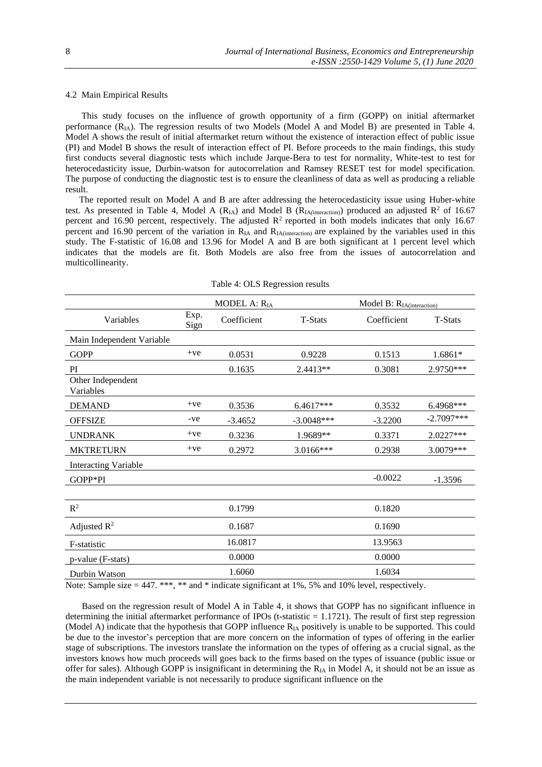### 4.2 Main Empirical Results

This study focuses on the influence of growth opportunity of a firm (GOPP) on initial aftermarket performance ($R_{IA}$). The regression results of two Models (Model A and Model B) are presented in Table 4. Model A shows the result of initial aftermarket return without the existence of interaction effect of public issue (PI) and Model B shows the result of interaction effect of PI. Before proceeds to the main findings, this study first conducts several diagnostic tests which include Jarque-Bera to test for normality, White-test to test for heterocedasticity issue, Durbin-watson for autocorrelation and Ramsey RESET test for model specification. The purpose of conducting the diagnostic test is to ensure the cleanliness of data as well as producing a reliable result.

The reported result on Model A and B are after addressing the heterocedasticity issue using Huber-white test. As presented in Table 4, Model A ($R_{IA}$) and Model B ($R_{IA(interaction)}$) produced an adjusted $R^2$ of 16.67 percent and 16.90 percent, respectively. The adjusted $R^2$ reported in both models indicates that only 16.67 percent and 16.90 percent of the variation in $R_{IA}$ and $R_{IA(interaction)}$ are explained by the variables used in this study. The F-statistic of 16.08 and 13.96 for Model A and B are both significant at 1 percent level which indicates that the models are fit. Both Models are also free from the issues of autocorrelation and multicollinearity.

Table 4: OLS Regression results

| | | MODEL A: $R_{IA}$ | | Model B: $R_{IA(interaction)}$ | |
|---|---|---|---|---|---|
| Variables | Exp. Sign | Coefficient | T-Stats | Coefficient | T-Stats |
| Main Independent Variable | | | | | |
| GOPP | +ve | 0.0531 | 0.9228 | 0.1513 | 1.6861* |
| PI | | 0.1635 | 2.4413** | 0.3081 | 2.9750*** |
| Other Independent Variables | | | | | |
| DEMAND | +ve | 0.3536 | 6.4617*** | 0.3532 | 6.4968*** |
| OFFSIZE | -ve | -3.4652 | -3.0048*** | -3.2200 | -2.7097*** |
| UNDRANK | +ve | 0.3236 | 1.9689** | 0.3371 | 2.0227*** |
| MKTRETURN | +ve | 0.2972 | 3.0166*** | 0.2938 | 3.0079*** |
| Interacting Variable | | | | | |
| GOPP*PI | | | | -0.0022 | -1.3596 |
| $R^2$ | | 0.1799 | | 0.1820 | |
| Adjusted $R^2$ | | 0.1687 | | 0.1690 | |
| F-statistic | | 16.0817 | | 13.9563 | |
| p-value (F-stats) | | 0.0000 | | 0.0000 | |
| Durbin Watson | | 1.6060 | | 1.6034 | |

Note: Sample size = 447. ***, ** and * indicate significant at 1%, 5% and 10% level, respectively.

Based on the regression result of Model A in Table 4, it shows that GOPP has no significant influence in determining the initial aftermarket performance of IPOs (t-statistic = 1.1721). The result of first step regression (Model A) indicate that the hypothesis that GOPP influence $R_{IA}$ positively is unable to be supported. This could be due to the investor's perception that are more concern on the information of types of offering in the earlier stage of subscriptions. The investors translate the information on the types of offering as a crucial signal, as the investors knows how much proceeds will goes back to the firms based on the types of issuance (public issue or offer for sales). Although GOPP is insignificant in determining the $R_{IA}$ in Model A, it should not be an issue as the main independent variable is not necessarily to produce significant influence on the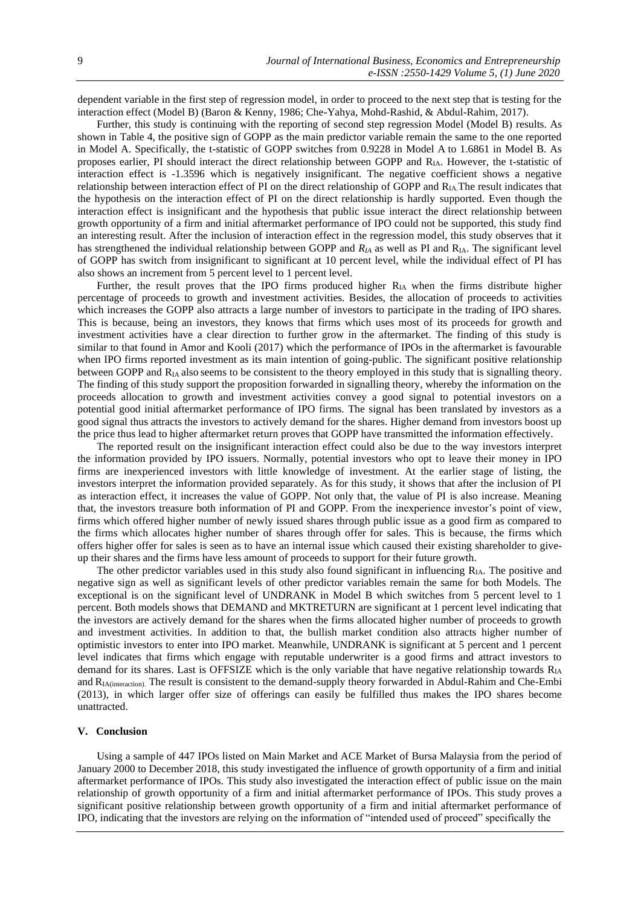dependent variable in the first step of regression model, in order to proceed to the next step that is testing for the interaction effect (Model B) (Baron & Kenny, 1986; Che-Yahya, Mohd-Rashid, & Abdul-Rahim, 2017).

Further, this study is continuing with the reporting of second step regression Model (Model B) results. As shown in Table 4, the positive sign of GOPP as the main predictor variable remain the same to the one reported in Model A. Specifically, the t-statistic of GOPP switches from 0.9228 in Model A to 1.6861 in Model B. As proposes earlier, PI should interact the direct relationship between GOPP and $R_{IA}$. However, the t-statistic of interaction effect is -1.3596 which is negatively insignificant. The negative coefficient shows a negative relationship between interaction effect of PI on the direct relationship of GOPP and $R_{IA}$. The result indicates that the hypothesis on the interaction effect of PI on the direct relationship is hardly supported. Even though the interaction effect is insignificant and the hypothesis that public issue interact the direct relationship between growth opportunity of a firm and initial aftermarket performance of IPO could not be supported, this study find an interesting result. After the inclusion of interaction effect in the regression model, this study observes that it has strengthened the individual relationship between GOPP and $R_{IA}$ as well as PI and $R_{IA}$. The significant level of GOPP has switch from insignificant to significant at 10 percent level, while the individual effect of PI has also shows an increment from 5 percent level to 1 percent level.

Further, the result proves that the IPO firms produced higher $R_{IA}$ when the firms distribute higher percentage of proceeds to growth and investment activities. Besides, the allocation of proceeds to activities which increases the GOPP also attracts a large number of investors to participate in the trading of IPO shares. This is because, being an investors, they knows that firms which uses most of its proceeds for growth and investment activities have a clear direction to further grow in the aftermarket. The finding of this study is similar to that found in Amor and Kooli (2017) which the performance of IPOs in the aftermarket is favourable when IPO firms reported investment as its main intention of going-public. The significant positive relationship between GOPP and $R_{IA}$ also seems to be consistent to the theory employed in this study that is signalling theory. The finding of this study support the proposition forwarded in signalling theory, whereby the information on the proceeds allocation to growth and investment activities convey a good signal to potential investors on a potential good initial aftermarket performance of IPO firms. The signal has been translated by investors as a good signal thus attracts the investors to actively demand for the shares. Higher demand from investors boost up the price thus lead to higher aftermarket return proves that GOPP have transmitted the information effectively.

The reported result on the insignificant interaction effect could also be due to the way investors interpret the information provided by IPO issuers. Normally, potential investors who opt to leave their money in IPO firms are inexperienced investors with little knowledge of investment. At the earlier stage of listing, the investors interpret the information provided separately. As for this study, it shows that after the inclusion of PI as interaction effect, it increases the value of GOPP. Not only that, the value of PI is also increase. Meaning that, the investors treasure both information of PI and GOPP. From the inexperience investor's point of view, firms which offered higher number of newly issued shares through public issue as a good firm as compared to the firms which allocates higher number of shares through offer for sales. This is because, the firms which offers higher offer for sales is seen as to have an internal issue which caused their existing shareholder to give-up their shares and the firms have less amount of proceeds to support for their future growth.

The other predictor variables used in this study also found significant in influencing $R_{IA}$. The positive and negative sign as well as significant levels of other predictor variables remain the same for both Models. The exceptional is on the significant level of UNDRANK in Model B which switches from 5 percent level to 1 percent. Both models shows that DEMAND and MKTRETURN are significant at 1 percent level indicating that the investors are actively demand for the shares when the firms allocated higher number of proceeds to growth and investment activities. In addition to that, the bullish market condition also attracts higher number of optimistic investors to enter into IPO market. Meanwhile, UNDRANK is significant at 5 percent and 1 percent level indicates that firms which engage with reputable underwriter is a good firms and attract investors to demand for its shares. Last is OFFSIZE which is the only variable that have negative relationship towards $R_{IA}$ and $R_{IA(interaction)}$. The result is consistent to the demand-supply theory forwarded in Abdul-Rahim and Che-Embi (2013), in which larger offer size of offerings can easily be fulfilled thus makes the IPO shares become unattracted.

## V. Conclusion

Using a sample of 447 IPOs listed on Main Market and ACE Market of Bursa Malaysia from the period of January 2000 to December 2018, this study investigated the influence of growth opportunity of a firm and initial aftermarket performance of IPOs. This study also investigated the interaction effect of public issue on the main relationship of growth opportunity of a firm and initial aftermarket performance of IPOs. This study proves a significant positive relationship between growth opportunity of a firm and initial aftermarket performance of IPO, indicating that the investors are relying on the information of "intended used of proceed" specifically the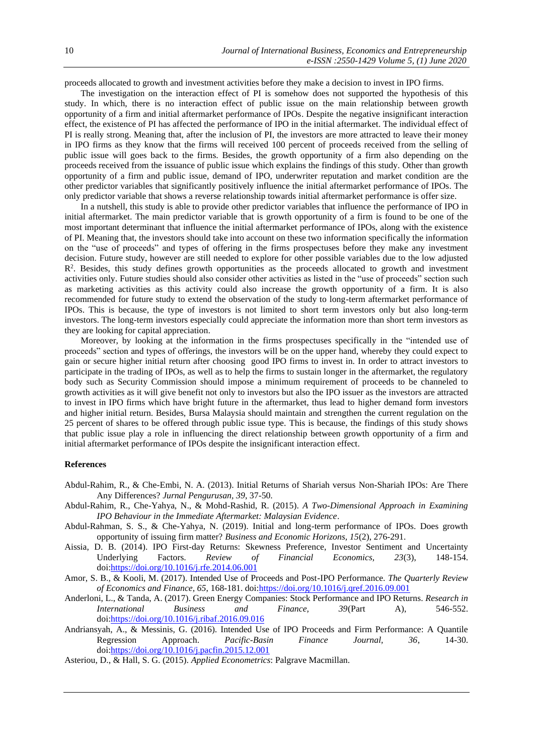proceeds allocated to growth and investment activities before they make a decision to invest in IPO firms.

The investigation on the interaction effect of PI is somehow does not supported the hypothesis of this study. In which, there is no interaction effect of public issue on the main relationship between growth opportunity of a firm and initial aftermarket performance of IPOs. Despite the negative insignificant interaction effect, the existence of PI has affected the performance of IPO in the initial aftermarket. The individual effect of PI is really strong. Meaning that, after the inclusion of PI, the investors are more attracted to leave their money in IPO firms as they know that the firms will received 100 percent of proceeds received from the selling of public issue will goes back to the firms. Besides, the growth opportunity of a firm also depending on the proceeds received from the issuance of public issue which explains the findings of this study. Other than growth opportunity of a firm and public issue, demand of IPO, underwriter reputation and market condition are the other predictor variables that significantly positively influence the initial aftermarket performance of IPOs. The only predictor variable that shows a reverse relationship towards initial aftermarket performance is offer size.

In a nutshell, this study is able to provide other predictor variables that influence the performance of IPO in initial aftermarket. The main predictor variable that is growth opportunity of a firm is found to be one of the most important determinant that influence the initial aftermarket performance of IPOs, along with the existence of PI. Meaning that, the investors should take into account on these two information specifically the information on the "use of proceeds" and types of offering in the firms prospectuses before they make any investment decision. Future study, however are still needed to explore for other possible variables due to the low adjusted $R^2$. Besides, this study defines growth opportunities as the proceeds allocated to growth and investment activities only. Future studies should also consider other activities as listed in the "use of proceeds" section such as marketing activities as this activity could also increase the growth opportunity of a firm. It is also recommended for future study to extend the observation of the study to long-term aftermarket performance of IPOs. This is because, the type of investors is not limited to short term investors only but also long-term investors. The long-term investors especially could appreciate the information more than short term investors as they are looking for capital appreciation.

Moreover, by looking at the information in the firms prospectuses specifically in the "intended use of proceeds" section and types of offerings, the investors will be on the upper hand, whereby they could expect to gain or secure higher initial return after choosing good IPO firms to invest in. In order to attract investors to participate in the trading of IPOs, as well as to help the firms to sustain longer in the aftermarket, the regulatory body such as Security Commission should impose a minimum requirement of proceeds to be channeled to growth activities as it will give benefit not only to investors but also the IPO issuer as the investors are attracted to invest in IPO firms which have bright future in the aftermarket, thus lead to higher demand form investors and higher initial return. Besides, Bursa Malaysia should maintain and strengthen the current regulation on the 25 percent of shares to be offered through public issue type. This is because, the findings of this study shows that public issue play a role in influencing the direct relationship between growth opportunity of a firm and initial aftermarket performance of IPOs despite the insignificant interaction effect.

## References

Abdul-Rahim, R., & Che-Embi, N. A. (2013). Initial Returns of Shariah versus Non-Shariah IPOs: Are There Any Differences? *Jurnal Pengurusan, 39*, 37-50.

Abdul-Rahim, R., Che-Yahya, N., & Mohd-Rashid, R. (2015). *A Two-Dimensional Approach in Examining IPO Behaviour in the Immediate Aftermarket: Malaysian Evidence*.

Abdul-Rahman, S. S., & Che-Yahya, N. (2019). Initial and long-term performance of IPOs. Does growth opportunity of issuing firm matter? *Business and Economic Horizons, 15*(2), 276-291.

Aissia, D. B. (2014). IPO First-day Returns: Skewness Preference, Investor Sentiment and Uncertainty Underlying Factors. *Review of Financial Economics, 23*(3), 148-154. doi:https://doi.org/10.1016/j.rfe.2014.06.001

Amor, S. B., & Kooli, M. (2017). Intended Use of Proceeds and Post-IPO Performance. *The Quarterly Review of Economics and Finance, 65*, 168-181. doi:https://doi.org/10.1016/j.qref.2016.09.001

Anderloni, L., & Tanda, A. (2017). Green Energy Companies: Stock Performance and IPO Returns. *Research in International Business and Finance, 39*(Part A), 546-552. doi:https://doi.org/10.1016/j.ribaf.2016.09.016

Andriansyah, A., & Messinis, G. (2016). Intended Use of IPO Proceeds and Firm Performance: A Quantile Regression Approach. *Pacific-Basin Finance Journal, 36*, 14-30. doi:https://doi.org/10.1016/j.pacfin.2015.12.001

Asteriou, D., & Hall, S. G. (2015). *Applied Econometrics*: Palgrave Macmillan.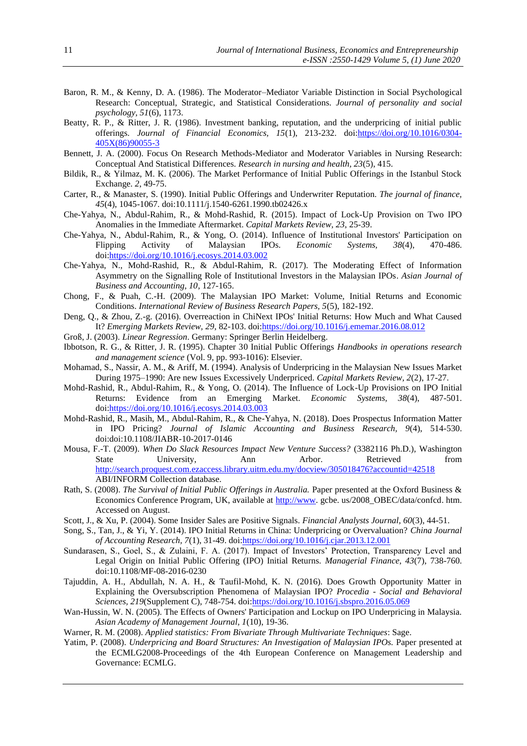Baron, R. M., & Kenny, D. A. (1986). The Moderator–Mediator Variable Distinction in Social Psychological Research: Conceptual, Strategic, and Statistical Considerations. *Journal of personality and social psychology, 51*(6), 1173.

Beatty, R. P., & Ritter, J. R. (1986). Investment banking, reputation, and the underpricing of initial public offerings. *Journal of Financial Economics, 15*(1), 213-232. doi:https://doi.org/10.1016/0304-405X(86)90055-3

Bennett, J. A. (2000). Focus On Research Methods-Mediator and Moderator Variables in Nursing Research: Conceptual And Statistical Differences. *Research in nursing and health, 23*(5), 415.

Bildik, R., & Yilmaz, M. K. (2006). The Market Performance of Initial Public Offerings in the Istanbul Stock Exchange. *2*, 49-75.

Carter, R., & Manaster, S. (1990). Initial Public Offerings and Underwriter Reputation. *The journal of finance, 45*(4), 1045-1067. doi:10.1111/j.1540-6261.1990.tb02426.x

Che-Yahya, N., Abdul-Rahim, R., & Mohd-Rashid, R. (2015). Impact of Lock-Up Provision on Two IPO Anomalies in the Immediate Aftermarket. *Capital Markets Review, 23*, 25-39.

Che-Yahya, N., Abdul-Rahim, R., & Yong, O. (2014). Influence of Institutional Investors' Participation on Flipping Activity of Malaysian IPOs. *Economic Systems, 38*(4), 470-486. doi:https://doi.org/10.1016/j.ecosys.2014.03.002

Che-Yahya, N., Mohd-Rashid, R., & Abdul-Rahim, R. (2017). The Moderating Effect of Information Asymmetry on the Signalling Role of Institutional Investors in the Malaysian IPOs. *Asian Journal of Business and Accounting, 10*, 127-165.

Chong, F., & Puah, C.-H. (2009). The Malaysian IPO Market: Volume, Initial Returns and Economic Conditions. *International Review of Business Research Papers, 5*(5), 182-192.

Deng, Q., & Zhou, Z.-g. (2016). Overreaction in ChiNext IPOs' Initial Returns: How Much and What Caused It? *Emerging Markets Review, 29*, 82-103. doi:https://doi.org/10.1016/j.ememar.2016.08.012

Groß, J. (2003). *Linear Regression*. Germany: Springer Berlin Heidelberg.

Ibbotson, R. G., & Ritter, J. R. (1995). Chapter 30 Initial Public Offerings *Handbooks in operations research and management science* (Vol. 9, pp. 993-1016): Elsevier.

Mohamad, S., Nassir, A. M., & Ariff, M. (1994). Analysis of Underpricing in the Malaysian New Issues Market During 1975–1990: Are new Issues Excessively Underpriced. *Capital Markets Review, 2*(2), 17-27.

Mohd-Rashid, R., Abdul-Rahim, R., & Yong, O. (2014). The Influence of Lock-Up Provisions on IPO Initial Returns: Evidence from an Emerging Market. *Economic Systems, 38*(4), 487-501. doi:https://doi.org/10.1016/j.ecosys.2014.03.003

Mohd-Rashid, R., Masih, M., Abdul-Rahim, R., & Che-Yahya, N. (2018). Does Prospectus Information Matter in IPO Pricing? *Journal of Islamic Accounting and Business Research, 9*(4), 514-530. doi:doi:10.1108/JIABR-10-2017-0146

Mousa, F.-T. (2009). *When Do Slack Resources Impact New Venture Success?* (3382116 Ph.D.), Washington State University, Ann Arbor. Retrieved from http://search.proquest.com.ezaccess.library.uitm.edu.my/docview/305018476?accountid=42518 ABI/INFORM Collection database.

Rath, S. (2008). *The Survival of Initial Public Offerings in Australia.* Paper presented at the Oxford Business & Economics Conference Program, UK, available at http://www. gcbe. us/2008_OBEC/data/confcd. htm. Accessed on August.

Scott, J., & Xu, P. (2004). Some Insider Sales are Positive Signals. *Financial Analysts Journal, 60*(3), 44-51.

Song, S., Tan, J., & Yi, Y. (2014). IPO Initial Returns in China: Underpricing or Overvaluation? *China Journal of Accounting Research, 7*(1), 31-49. doi:https://doi.org/10.1016/j.cjar.2013.12.001

Sundarasen, S., Goel, S., & Zulaini, F. A. (2017). Impact of Investors' Protection, Transparency Level and Legal Origin on Initial Public Offering (IPO) Initial Returns. *Managerial Finance, 43*(7), 738-760. doi:10.1108/MF-08-2016-0230

Tajuddin, A. H., Abdullah, N. A. H., & Taufil-Mohd, K. N. (2016). Does Growth Opportunity Matter in Explaining the Oversubscription Phenomena of Malaysian IPO? *Procedia - Social and Behavioral Sciences, 219*(Supplement C), 748-754. doi:https://doi.org/10.1016/j.sbspro.2016.05.069

Wan-Hussin, W. N. (2005). The Effects of Owners' Participation and Lockup on IPO Underpricing in Malaysia. *Asian Academy of Management Journal, 1*(10), 19-36.

Warner, R. M. (2008). *Applied statistics: From Bivariate Through Multivariate Techniques*: Sage.

Yatim, P. (2008). *Underpricing and Board Structures: An Investigation of Malaysian IPOs.* Paper presented at the ECMLG2008-Proceedings of the 4th European Conference on Management Leadership and Governance: ECMLG.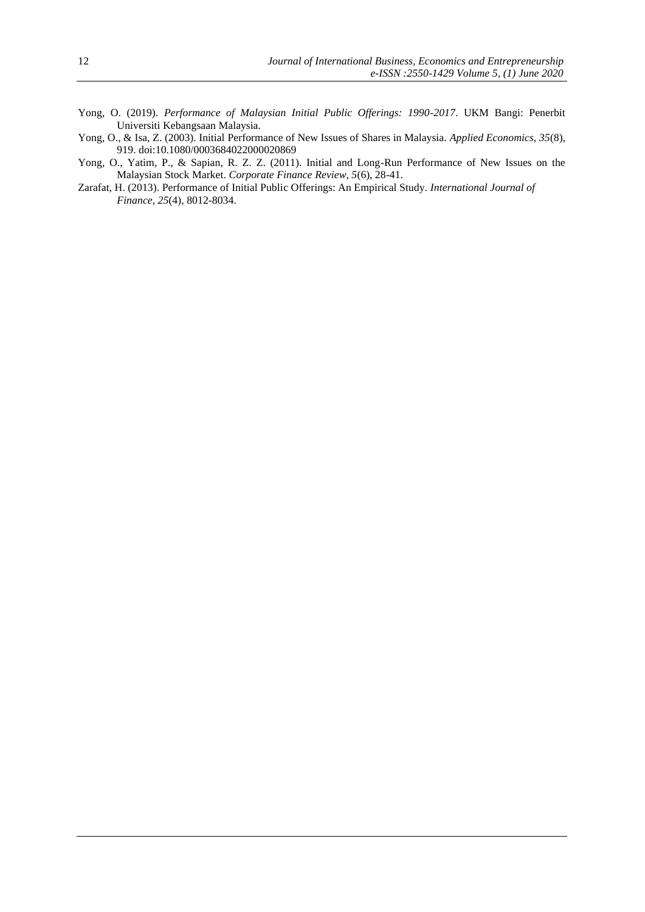Yong, O. (2019). *Performance of Malaysian Initial Public Offerings: 1990-2017*. UKM Bangi: Penerbit Universiti Kebangsaan Malaysia.

Yong, O., & Isa, Z. (2003). Initial Performance of New Issues of Shares in Malaysia. *Applied Economics, 35*(8), 919. doi:10.1080/0003684022000020869

Yong, O., Yatim, P., & Sapian, R. Z. Z. (2011). Initial and Long-Run Performance of New Issues on the Malaysian Stock Market. *Corporate Finance Review, 5*(6), 28-41.

Zarafat, H. (2013). Performance of Initial Public Offerings: An Empirical Study. *International Journal of Finance, 25*(4), 8012-8034.